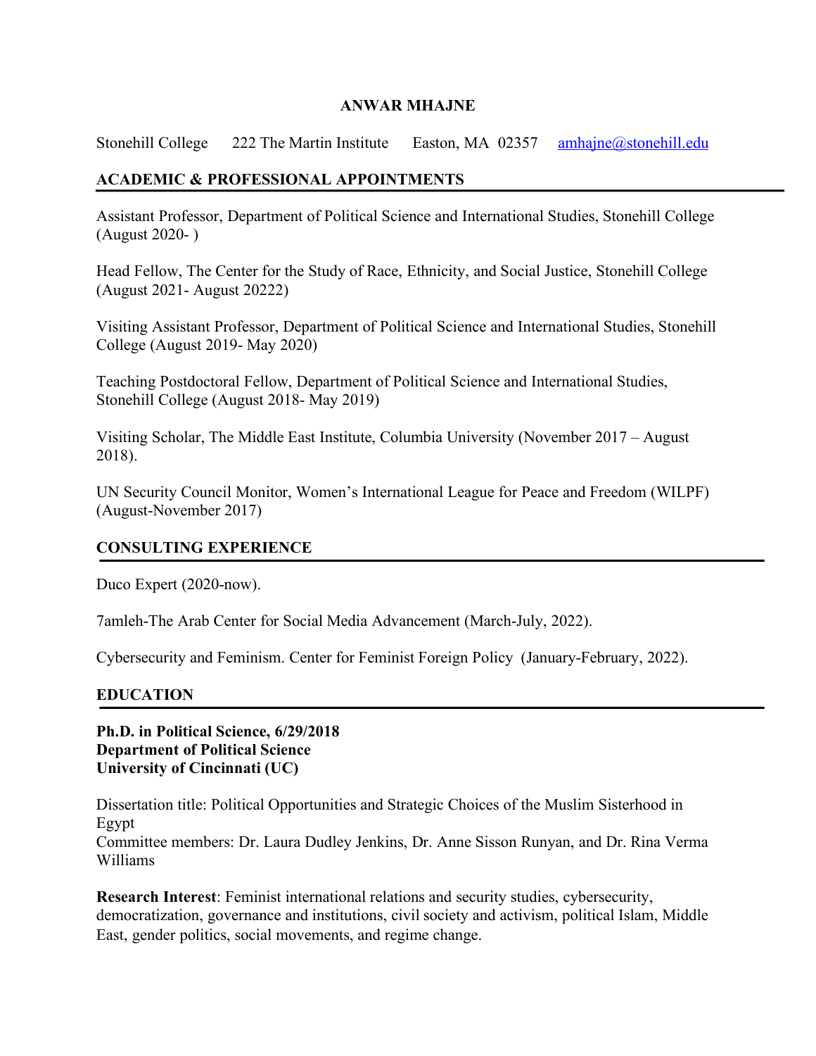# ANWAR MHAJNE

Stonehill College 222 The Martin Institute Easton, MA 02357 amhajne@stonehill.edu

## ACADEMIC & PROFESSIONAL APPOINTMENTS

Assistant Professor, Department of Political Science and International Studies, Stonehill College (August 2020- )

Head Fellow, The Center for the Study of Race, Ethnicity, and Social Justice, Stonehill College (August 2021- August 20222)

Visiting Assistant Professor, Department of Political Science and International Studies, Stonehill College (August 2019- May 2020)

Teaching Postdoctoral Fellow, Department of Political Science and International Studies, Stonehill College (August 2018- May 2019)

Visiting Scholar, The Middle East Institute, Columbia University (November 2017 – August 2018).

UN Security Council Monitor, Women's International League for Peace and Freedom (WILPF) (August-November 2017)

## CONSULTING EXPERIENCE

Duco Expert (2020-now).

7amleh-The Arab Center for Social Media Advancement (March-July, 2022).

Cybersecurity and Feminism. Center for Feminist Foreign Policy (January-February, 2022).

## EDUCATION

**Ph.D. in Political Science, 6/29/2018**
**Department of Political Science**
**University of Cincinnati (UC)**

Dissertation title: Political Opportunities and Strategic Choices of the Muslim Sisterhood in Egypt
Committee members: Dr. Laura Dudley Jenkins, Dr. Anne Sisson Runyan, and Dr. Rina Verma Williams

**Research Interest**: Feminist international relations and security studies, cybersecurity, democratization, governance and institutions, civil society and activism, political Islam, Middle East, gender politics, social movements, and regime change.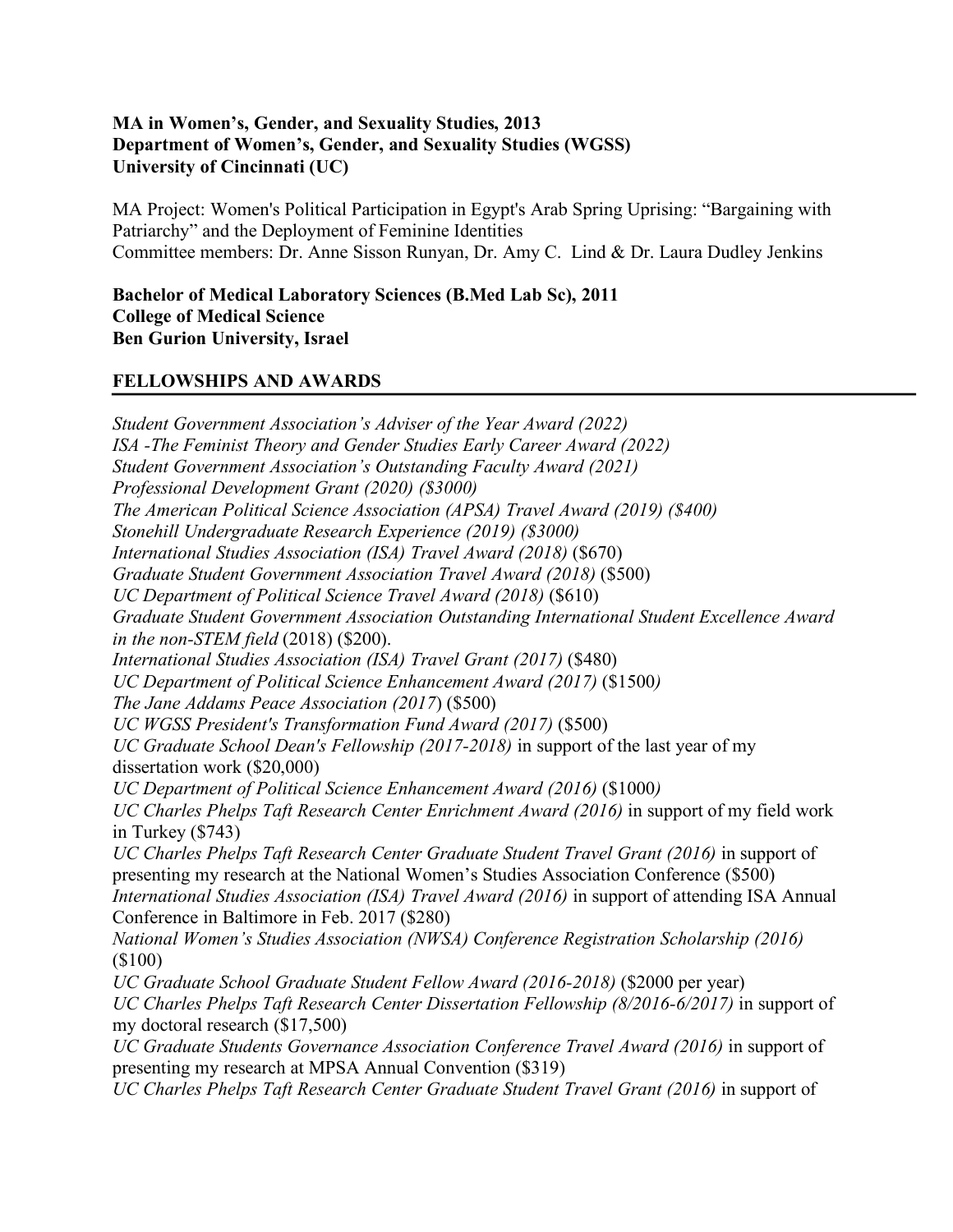**MA in Women's, Gender, and Sexuality Studies, 2013**
**Department of Women's, Gender, and Sexuality Studies (WGSS)**
**University of Cincinnati (UC)**

MA Project: Women's Political Participation in Egypt's Arab Spring Uprising: "Bargaining with Patriarchy" and the Deployment of Feminine Identities
Committee members: Dr. Anne Sisson Runyan, Dr. Amy C. Lind & Dr. Laura Dudley Jenkins

**Bachelor of Medical Laboratory Sciences (B.Med Lab Sc), 2011**
**College of Medical Science**
**Ben Gurion University, Israel**

## FELLOWSHIPS AND AWARDS

*Student Government Association's Adviser of the Year Award (2022)*
*ISA -The Feminist Theory and Gender Studies Early Career Award (2022)*
*Student Government Association's Outstanding Faculty Award (2021)*
*Professional Development Grant (2020) ($3000)*
*The American Political Science Association (APSA) Travel Award (2019) ($400)*
*Stonehill Undergraduate Research Experience (2019) ($3000)*
*International Studies Association (ISA) Travel Award (2018)* ($670)
*Graduate Student Government Association Travel Award (2018)* ($500)
*UC Department of Political Science Travel Award (2018)* ($610)
*Graduate Student Government Association Outstanding International Student Excellence Award in the non-STEM field* (2018) ($200).
*International Studies Association (ISA) Travel Grant (2017)* ($480)
*UC Department of Political Science Enhancement Award (2017)* ($1500)
*The Jane Addams Peace Association (2017)* ($500)
*UC WGSS President's Transformation Fund Award (2017)* ($500)
*UC Graduate School Dean's Fellowship (2017-2018)* in support of the last year of my dissertation work ($20,000)
*UC Department of Political Science Enhancement Award (2016)* ($1000)
*UC Charles Phelps Taft Research Center Enrichment Award (2016)* in support of my field work in Turkey ($743)
*UC Charles Phelps Taft Research Center Graduate Student Travel Grant (2016)* in support of presenting my research at the National Women's Studies Association Conference ($500)
*International Studies Association (ISA) Travel Award (2016)* in support of attending ISA Annual Conference in Baltimore in Feb. 2017 ($280)
*National Women's Studies Association (NWSA) Conference Registration Scholarship (2016)* ($100)
*UC Graduate School Graduate Student Fellow Award (2016-2018)* ($2000 per year)
*UC Charles Phelps Taft Research Center Dissertation Fellowship (8/2016-6/2017)* in support of my doctoral research ($17,500)
*UC Graduate Students Governance Association Conference Travel Award (2016)* in support of presenting my research at MPSA Annual Convention ($319)
*UC Charles Phelps Taft Research Center Graduate Student Travel Grant (2016)* in support of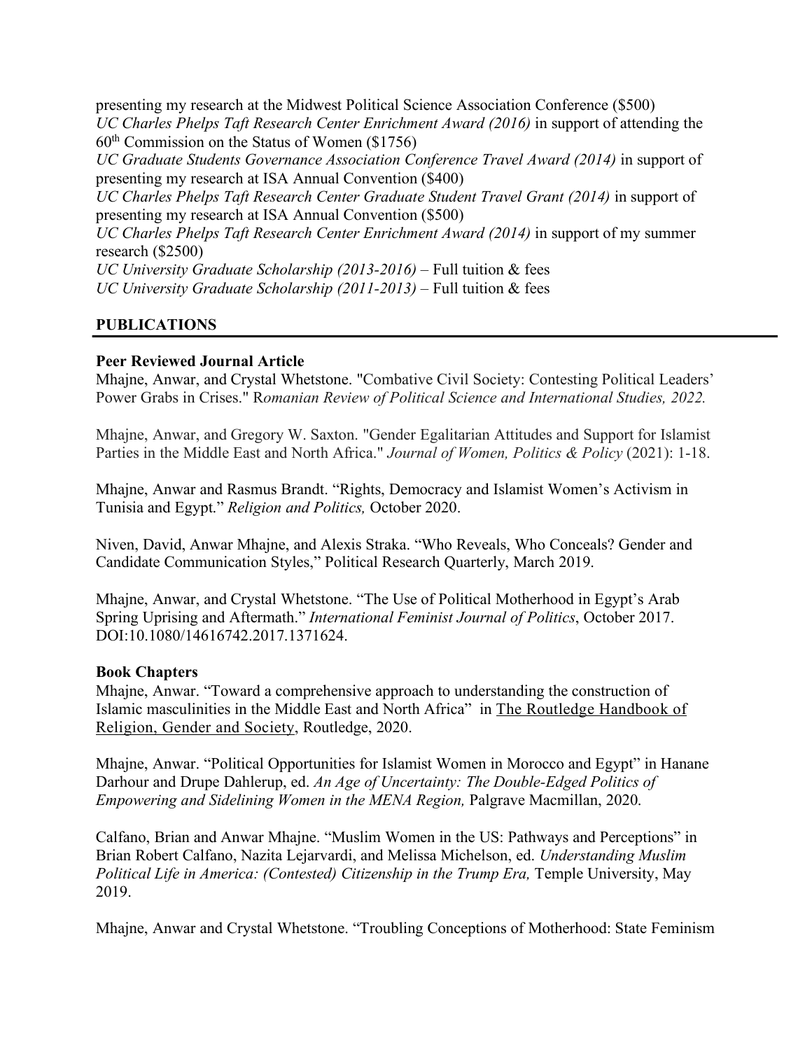presenting my research at the Midwest Political Science Association Conference ($500)
*UC Charles Phelps Taft Research Center Enrichment Award (2016)* in support of attending the 60th Commission on the Status of Women ($1756)
*UC Graduate Students Governance Association Conference Travel Award (2014)* in support of presenting my research at ISA Annual Convention ($400)
*UC Charles Phelps Taft Research Center Graduate Student Travel Grant (2014)* in support of presenting my research at ISA Annual Convention ($500)
*UC Charles Phelps Taft Research Center Enrichment Award (2014)* in support of my summer research ($2500)
*UC University Graduate Scholarship (2013-2016)* – Full tuition & fees
*UC University Graduate Scholarship (2011-2013)* – Full tuition & fees

## PUBLICATIONS

### Peer Reviewed Journal Article

Mhajne, Anwar, and Crystal Whetstone. "Combative Civil Society: Contesting Political Leaders' Power Grabs in Crises." R*omanian Review of Political Science and International Studies, 2022.*

Mhajne, Anwar, and Gregory W. Saxton. "Gender Egalitarian Attitudes and Support for Islamist Parties in the Middle East and North Africa." *Journal of Women, Politics & Policy* (2021): 1-18.

Mhajne, Anwar and Rasmus Brandt. "Rights, Democracy and Islamist Women's Activism in Tunisia and Egypt." *Religion and Politics,* October 2020.

Niven, David, Anwar Mhajne, and Alexis Straka. "Who Reveals, Who Conceals? Gender and Candidate Communication Styles," Political Research Quarterly, March 2019.

Mhajne, Anwar, and Crystal Whetstone. "The Use of Political Motherhood in Egypt's Arab Spring Uprising and Aftermath." *International Feminist Journal of Politics*, October 2017. DOI:10.1080/14616742.2017.1371624.

### Book Chapters

Mhajne, Anwar. "Toward a comprehensive approach to understanding the construction of Islamic masculinities in the Middle East and North Africa" in <u>The Routledge Handbook of Religion, Gender and Society</u>, Routledge, 2020.

Mhajne, Anwar. "Political Opportunities for Islamist Women in Morocco and Egypt" in Hanane Darhour and Drupe Dahlerup, ed. *An Age of Uncertainty: The Double-Edged Politics of Empowering and Sidelining Women in the MENA Region,* Palgrave Macmillan, 2020.

Calfano, Brian and Anwar Mhajne. "Muslim Women in the US: Pathways and Perceptions" in Brian Robert Calfano, Nazita Lejarvardi, and Melissa Michelson, ed. *Understanding Muslim Political Life in America: (Contested) Citizenship in the Trump Era,* Temple University, May 2019.

Mhajne, Anwar and Crystal Whetstone. "Troubling Conceptions of Motherhood: State Feminism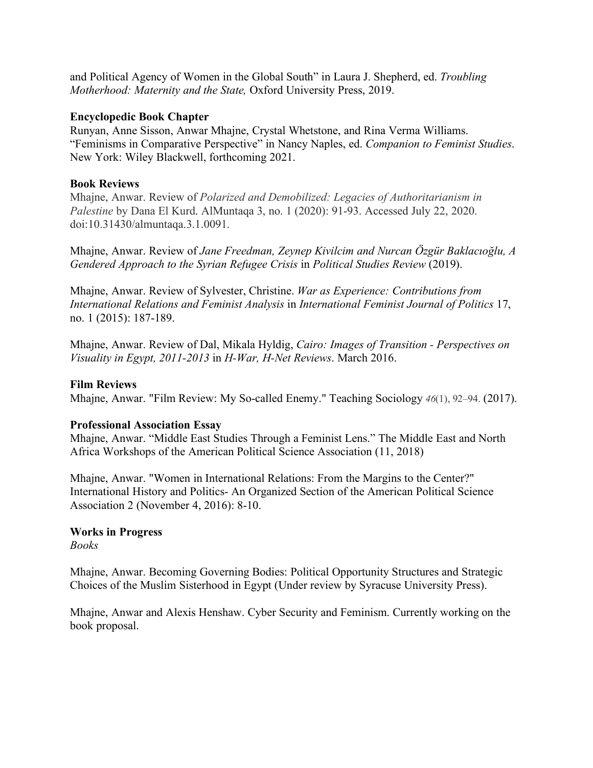and Political Agency of Women in the Global South" in Laura J. Shepherd, ed. *Troubling Motherhood: Maternity and the State,* Oxford University Press, 2019.

**Encyclopedic Book Chapter**

Runyan, Anne Sisson, Anwar Mhajne, Crystal Whetstone, and Rina Verma Williams. "Feminisms in Comparative Perspective" in Nancy Naples, ed. *Companion to Feminist Studies*. New York: Wiley Blackwell, forthcoming 2021.

**Book Reviews**

Mhajne, Anwar. Review of *Polarized and Demobilized: Legacies of Authoritarianism in Palestine* by Dana El Kurd. AlMuntaqa 3, no. 1 (2020): 91-93. Accessed July 22, 2020. doi:10.31430/almuntaqa.3.1.0091.

Mhajne, Anwar. Review of *Jane Freedman, Zeynep Kivilcim and Nurcan Özgür Baklacıoğlu, A Gendered Approach to the Syrian Refugee Crisis* in *Political Studies Review* (2019).

Mhajne, Anwar. Review of Sylvester, Christine. *War as Experience: Contributions from International Relations and Feminist Analysis* in *International Feminist Journal of Politics* 17, no. 1 (2015): 187-189.

Mhajne, Anwar. Review of Dal, Mikala Hyldig, *Cairo: Images of Transition - Perspectives on Visuality in Egypt, 2011-2013* in *H-War, H-Net Reviews*. March 2016.

**Film Reviews**

Mhajne, Anwar. "Film Review: My So-called Enemy." Teaching Sociology *46*(1), 92–94. (2017).

**Professional Association Essay**

Mhajne, Anwar. "Middle East Studies Through a Feminist Lens." The Middle East and North Africa Workshops of the American Political Science Association (11, 2018)

Mhajne, Anwar. "Women in International Relations: From the Margins to the Center?" International History and Politics- An Organized Section of the American Political Science Association 2 (November 4, 2016): 8-10.

**Works in Progress**

*Books*

Mhajne, Anwar. Becoming Governing Bodies: Political Opportunity Structures and Strategic Choices of the Muslim Sisterhood in Egypt (Under review by Syracuse University Press).

Mhajne, Anwar and Alexis Henshaw. Cyber Security and Feminism. Currently working on the book proposal.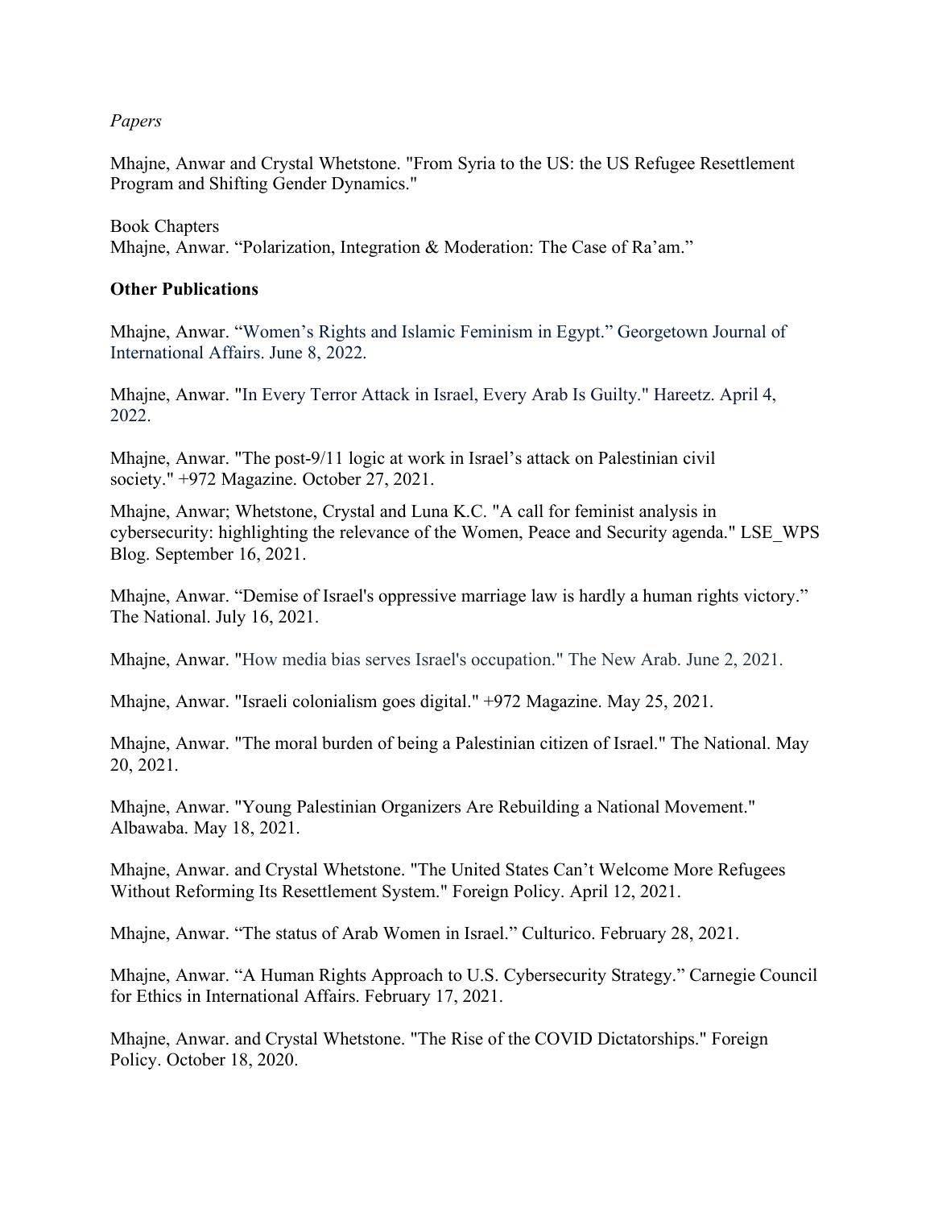*Papers*

Mhajne, Anwar and Crystal Whetstone. "From Syria to the US: the US Refugee Resettlement Program and Shifting Gender Dynamics."

Book Chapters

Mhajne, Anwar. "Polarization, Integration & Moderation: The Case of Ra'am."

**Other Publications**

Mhajne, Anwar. "Women's Rights and Islamic Feminism in Egypt." Georgetown Journal of International Affairs. June 8, 2022.

Mhajne, Anwar. "In Every Terror Attack in Israel, Every Arab Is Guilty." Hareetz. April 4, 2022.

Mhajne, Anwar. "The post-9/11 logic at work in Israel's attack on Palestinian civil society." +972 Magazine. October 27, 2021.

Mhajne, Anwar; Whetstone, Crystal and Luna K.C. "A call for feminist analysis in cybersecurity: highlighting the relevance of the Women, Peace and Security agenda." LSE_WPS Blog. September 16, 2021.

Mhajne, Anwar. "Demise of Israel's oppressive marriage law is hardly a human rights victory." The National. July 16, 2021.

Mhajne, Anwar. "How media bias serves Israel's occupation." The New Arab. June 2, 2021.

Mhajne, Anwar. "Israeli colonialism goes digital." +972 Magazine. May 25, 2021.

Mhajne, Anwar. "The moral burden of being a Palestinian citizen of Israel." The National. May 20, 2021.

Mhajne, Anwar. "Young Palestinian Organizers Are Rebuilding a National Movement." Albawaba. May 18, 2021.

Mhajne, Anwar. and Crystal Whetstone. "The United States Can't Welcome More Refugees Without Reforming Its Resettlement System." Foreign Policy. April 12, 2021.

Mhajne, Anwar. "The status of Arab Women in Israel." Culturico. February 28, 2021.

Mhajne, Anwar. "A Human Rights Approach to U.S. Cybersecurity Strategy." Carnegie Council for Ethics in International Affairs. February 17, 2021.

Mhajne, Anwar. and Crystal Whetstone. "The Rise of the COVID Dictatorships." Foreign Policy. October 18, 2020.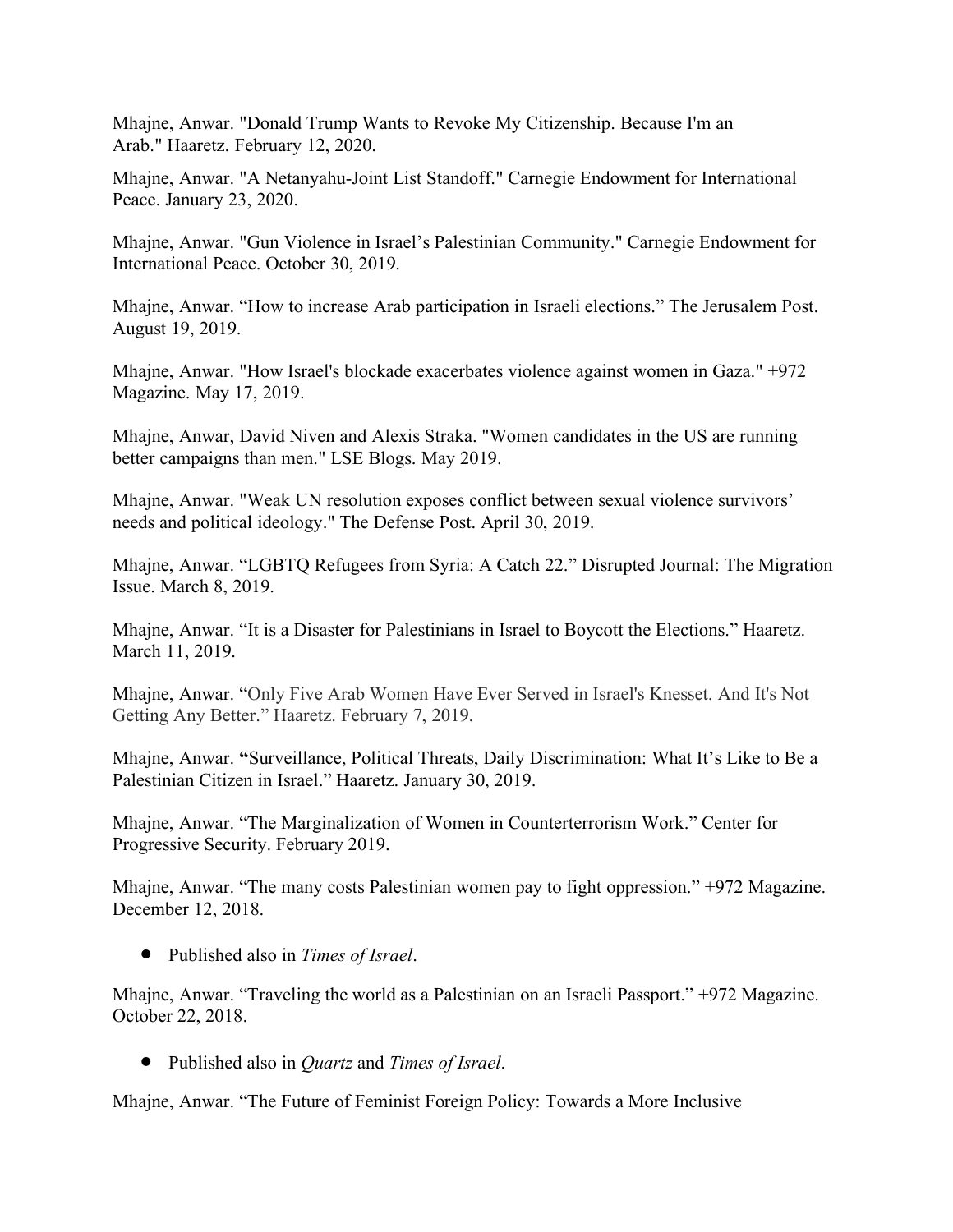Mhajne, Anwar. "Donald Trump Wants to Revoke My Citizenship. Because I'm an Arab." Haaretz. February 12, 2020.

Mhajne, Anwar. "A Netanyahu-Joint List Standoff." Carnegie Endowment for International Peace. January 23, 2020.

Mhajne, Anwar. "Gun Violence in Israel's Palestinian Community." Carnegie Endowment for International Peace. October 30, 2019.

Mhajne, Anwar. "How to increase Arab participation in Israeli elections." The Jerusalem Post. August 19, 2019.

Mhajne, Anwar. "How Israel's blockade exacerbates violence against women in Gaza." +972 Magazine. May 17, 2019.

Mhajne, Anwar, David Niven and Alexis Straka. "Women candidates in the US are running better campaigns than men." LSE Blogs. May 2019.

Mhajne, Anwar. "Weak UN resolution exposes conflict between sexual violence survivors' needs and political ideology." The Defense Post. April 30, 2019.

Mhajne, Anwar. "LGBTQ Refugees from Syria: A Catch 22." Disrupted Journal: The Migration Issue. March 8, 2019.

Mhajne, Anwar. "It is a Disaster for Palestinians in Israel to Boycott the Elections." Haaretz. March 11, 2019.

Mhajne, Anwar. "Only Five Arab Women Have Ever Served in Israel's Knesset. And It's Not Getting Any Better." Haaretz. February 7, 2019.

Mhajne, Anwar. **"**Surveillance, Political Threats, Daily Discrimination: What It's Like to Be a Palestinian Citizen in Israel." Haaretz. January 30, 2019.

Mhajne, Anwar. "The Marginalization of Women in Counterterrorism Work." Center for Progressive Security. February 2019.

Mhajne, Anwar. "The many costs Palestinian women pay to fight oppression." +972 Magazine. December 12, 2018.

- Published also in *Times of Israel*.

Mhajne, Anwar. "Traveling the world as a Palestinian on an Israeli Passport." +972 Magazine. October 22, 2018.

- Published also in *Quartz* and *Times of Israel*.

Mhajne, Anwar. "The Future of Feminist Foreign Policy: Towards a More Inclusive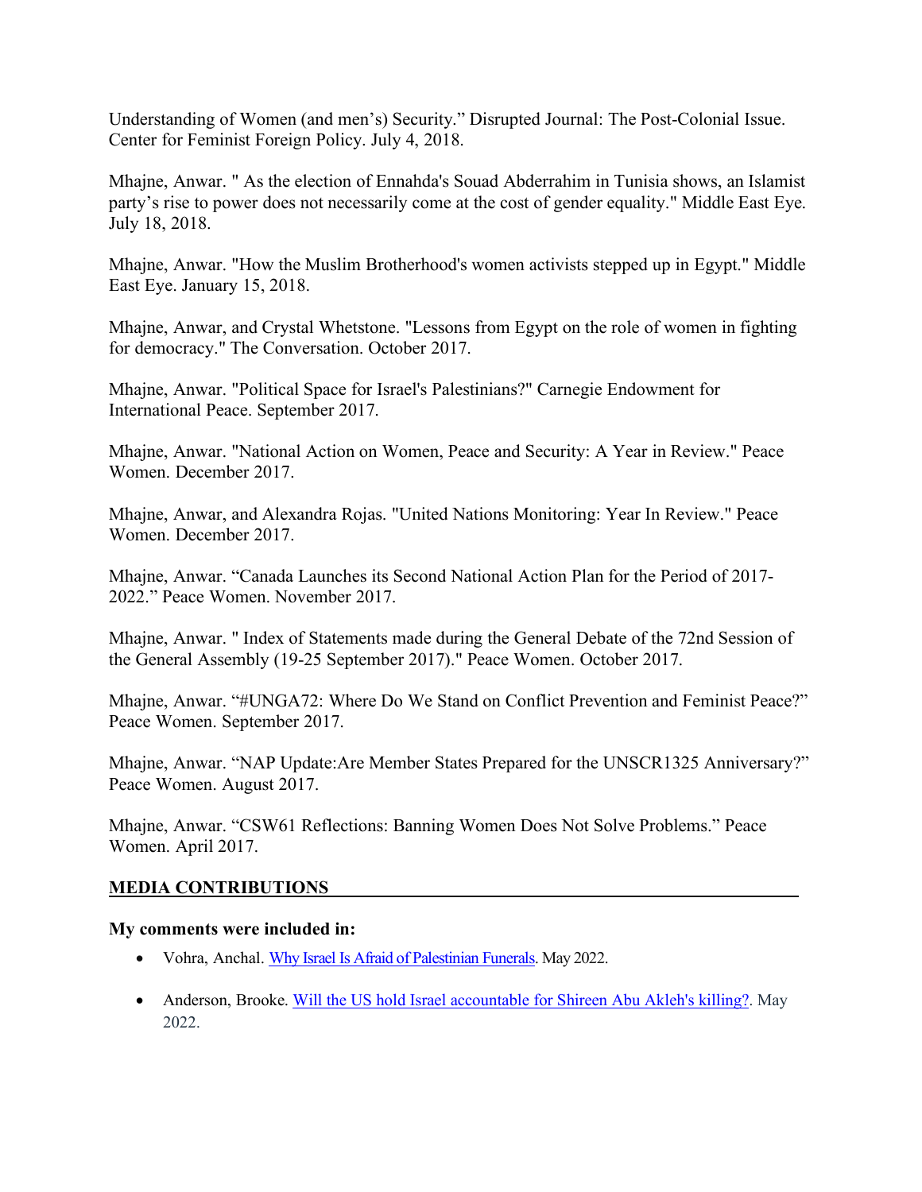Understanding of Women (and men's) Security." Disrupted Journal: The Post-Colonial Issue. Center for Feminist Foreign Policy. July 4, 2018.

Mhajne, Anwar. " As the election of Ennahda's Souad Abderrahim in Tunisia shows, an Islamist party's rise to power does not necessarily come at the cost of gender equality." Middle East Eye. July 18, 2018.

Mhajne, Anwar. "How the Muslim Brotherhood's women activists stepped up in Egypt." Middle East Eye. January 15, 2018.

Mhajne, Anwar, and Crystal Whetstone. "Lessons from Egypt on the role of women in fighting for democracy." The Conversation. October 2017.

Mhajne, Anwar. "Political Space for Israel's Palestinians?" Carnegie Endowment for International Peace. September 2017.

Mhajne, Anwar. "National Action on Women, Peace and Security: A Year in Review." Peace Women. December 2017.

Mhajne, Anwar, and Alexandra Rojas. "United Nations Monitoring: Year In Review." Peace Women. December 2017.

Mhajne, Anwar. "Canada Launches its Second National Action Plan for the Period of 2017-2022." Peace Women. November 2017.

Mhajne, Anwar. " Index of Statements made during the General Debate of the 72nd Session of the General Assembly (19-25 September 2017)." Peace Women. October 2017.

Mhajne, Anwar. "#UNGA72: Where Do We Stand on Conflict Prevention and Feminist Peace?" Peace Women. September 2017.

Mhajne, Anwar. "NAP Update:Are Member States Prepared for the UNSCR1325 Anniversary?" Peace Women. August 2017.

Mhajne, Anwar. "CSW61 Reflections: Banning Women Does Not Solve Problems." Peace Women. April 2017.

## MEDIA CONTRIBUTIONS

**My comments were included in:**

- Vohra, Anchal. Why Israel Is Afraid of Palestinian Funerals. May 2022.
- Anderson, Brooke. Will the US hold Israel accountable for Shireen Abu Akleh's killing?. May 2022.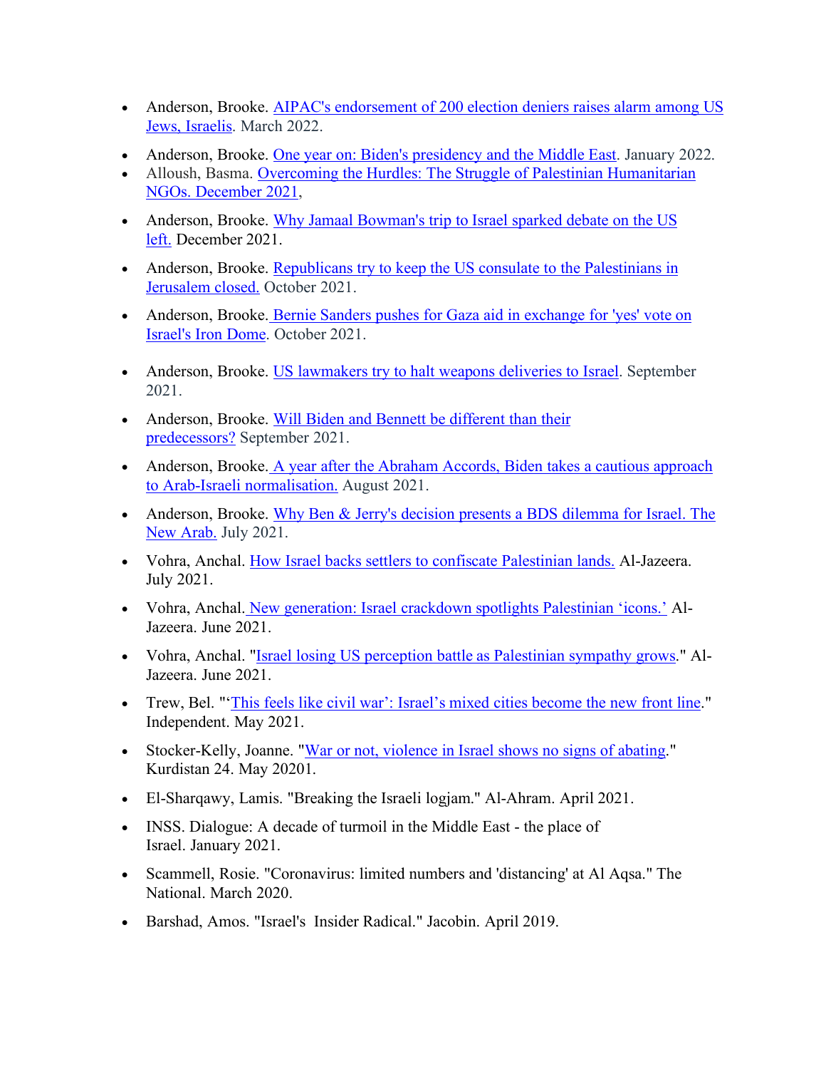- Anderson, Brooke. AIPAC's endorsement of 200 election deniers raises alarm among US Jews, Israelis. March 2022.
- Anderson, Brooke. One year on: Biden's presidency and the Middle East. January 2022.
- Alloush, Basma. Overcoming the Hurdles: The Struggle of Palestinian Humanitarian NGOs. December 2021,
- Anderson, Brooke. Why Jamaal Bowman's trip to Israel sparked debate on the US left. December 2021.
- Anderson, Brooke. Republicans try to keep the US consulate to the Palestinians in Jerusalem closed. October 2021.
- Anderson, Brooke. Bernie Sanders pushes for Gaza aid in exchange for 'yes' vote on Israel's Iron Dome. October 2021.
- Anderson, Brooke. US lawmakers try to halt weapons deliveries to Israel. September 2021.
- Anderson, Brooke. Will Biden and Bennett be different than their predecessors? September 2021.
- Anderson, Brooke. A year after the Abraham Accords, Biden takes a cautious approach to Arab-Israeli normalisation. August 2021.
- Anderson, Brooke. Why Ben & Jerry's decision presents a BDS dilemma for Israel. The New Arab. July 2021.
- Vohra, Anchal. How Israel backs settlers to confiscate Palestinian lands. Al-Jazeera. July 2021.
- Vohra, Anchal. New generation: Israel crackdown spotlights Palestinian 'icons.' Al-Jazeera. June 2021.
- Vohra, Anchal. "Israel losing US perception battle as Palestinian sympathy grows." Al-Jazeera. June 2021.
- Trew, Bel. "'This feels like civil war': Israel's mixed cities become the new front line." Independent. May 2021.
- Stocker-Kelly, Joanne. "War or not, violence in Israel shows no signs of abating." Kurdistan 24. May 20201.
- El-Sharqawy, Lamis. "Breaking the Israeli logjam." Al-Ahram. April 2021.
- INSS. Dialogue: A decade of turmoil in the Middle East - the place of Israel. January 2021.
- Scammell, Rosie. "Coronavirus: limited numbers and 'distancing' at Al Aqsa." The National. March 2020.
- Barshad, Amos. "Israel's Insider Radical." Jacobin. April 2019.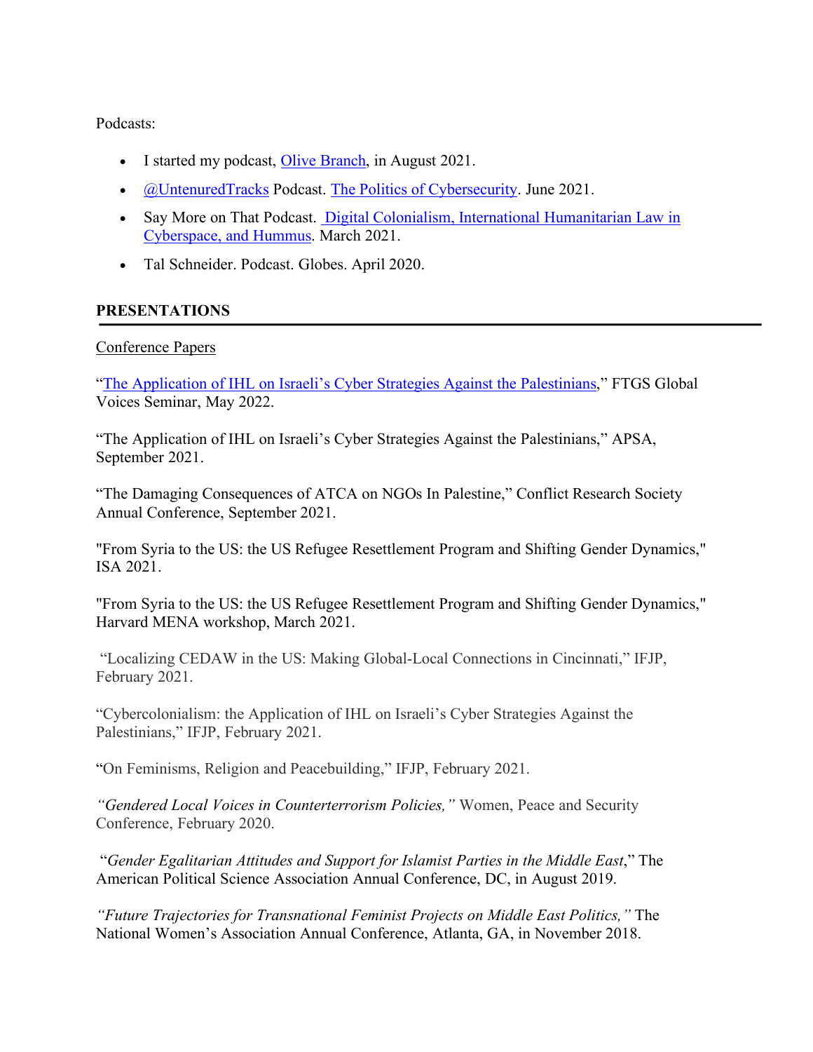Podcasts:

- I started my podcast, Olive Branch, in August 2021.
- @UntenuredTracks Podcast. The Politics of Cybersecurity. June 2021.
- Say More on That Podcast. Digital Colonialism, International Humanitarian Law in Cyberspace, and Hummus. March 2021.
- Tal Schneider. Podcast. Globes. April 2020.

## PRESENTATIONS

Conference Papers

"The Application of IHL on Israeli's Cyber Strategies Against the Palestinians," FTGS Global Voices Seminar, May 2022.

"The Application of IHL on Israeli's Cyber Strategies Against the Palestinians," APSA, September 2021.

"The Damaging Consequences of ATCA on NGOs In Palestine," Conflict Research Society Annual Conference, September 2021.

"From Syria to the US: the US Refugee Resettlement Program and Shifting Gender Dynamics," ISA 2021.

"From Syria to the US: the US Refugee Resettlement Program and Shifting Gender Dynamics," Harvard MENA workshop, March 2021.

"Localizing CEDAW in the US: Making Global-Local Connections in Cincinnati," IFJP, February 2021.

"Cybercolonialism: the Application of IHL on Israeli's Cyber Strategies Against the Palestinians," IFJP, February 2021.

"On Feminisms, Religion and Peacebuilding," IFJP, February 2021.

*"Gendered Local Voices in Counterterrorism Policies,"* Women, Peace and Security Conference, February 2020.

"*Gender Egalitarian Attitudes and Support for Islamist Parties in the Middle East*," The American Political Science Association Annual Conference, DC, in August 2019.

*"Future Trajectories for Transnational Feminist Projects on Middle East Politics,"* The National Women's Association Annual Conference, Atlanta, GA, in November 2018.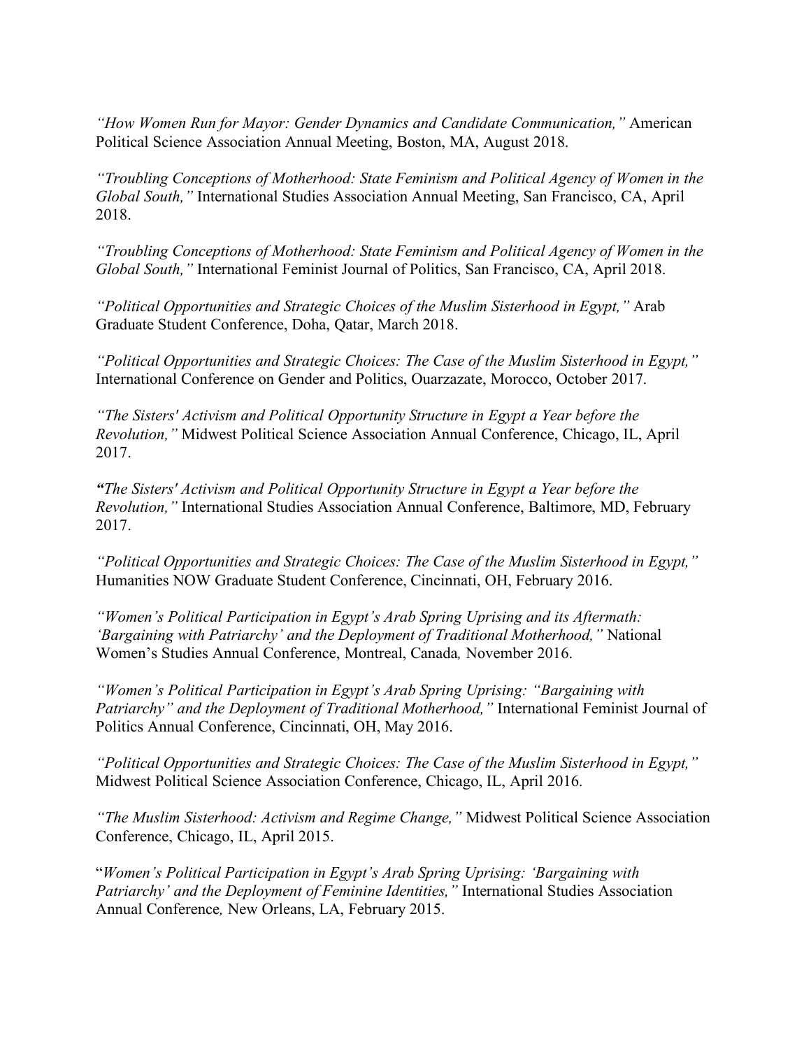*"How Women Run for Mayor: Gender Dynamics and Candidate Communication,"* American Political Science Association Annual Meeting, Boston, MA, August 2018.

*"Troubling Conceptions of Motherhood: State Feminism and Political Agency of Women in the Global South,"* International Studies Association Annual Meeting, San Francisco, CA, April 2018.

*"Troubling Conceptions of Motherhood: State Feminism and Political Agency of Women in the Global South,"* International Feminist Journal of Politics, San Francisco, CA, April 2018.

*"Political Opportunities and Strategic Choices of the Muslim Sisterhood in Egypt,"* Arab Graduate Student Conference, Doha, Qatar, March 2018.

*"Political Opportunities and Strategic Choices: The Case of the Muslim Sisterhood in Egypt,"* International Conference on Gender and Politics, Ouarzazate, Morocco, October 2017.

*"The Sisters' Activism and Political Opportunity Structure in Egypt a Year before the Revolution,"* Midwest Political Science Association Annual Conference, Chicago, IL, April 2017.

***"****The Sisters' Activism and Political Opportunity Structure in Egypt a Year before the Revolution,"* International Studies Association Annual Conference, Baltimore, MD, February 2017.

*"Political Opportunities and Strategic Choices: The Case of the Muslim Sisterhood in Egypt,"* Humanities NOW Graduate Student Conference, Cincinnati, OH, February 2016.

*"Women's Political Participation in Egypt's Arab Spring Uprising and its Aftermath: 'Bargaining with Patriarchy' and the Deployment of Traditional Motherhood,"* National Women's Studies Annual Conference, Montreal, Canada*,* November 2016.

*"Women's Political Participation in Egypt's Arab Spring Uprising: "Bargaining with Patriarchy" and the Deployment of Traditional Motherhood,"* International Feminist Journal of Politics Annual Conference, Cincinnati, OH, May 2016.

*"Political Opportunities and Strategic Choices: The Case of the Muslim Sisterhood in Egypt,"* Midwest Political Science Association Conference, Chicago, IL, April 2016.

*"The Muslim Sisterhood: Activism and Regime Change,"* Midwest Political Science Association Conference, Chicago, IL, April 2015.

"*Women's Political Participation in Egypt's Arab Spring Uprising: 'Bargaining with Patriarchy' and the Deployment of Feminine Identities,"* International Studies Association Annual Conference*,* New Orleans, LA, February 2015.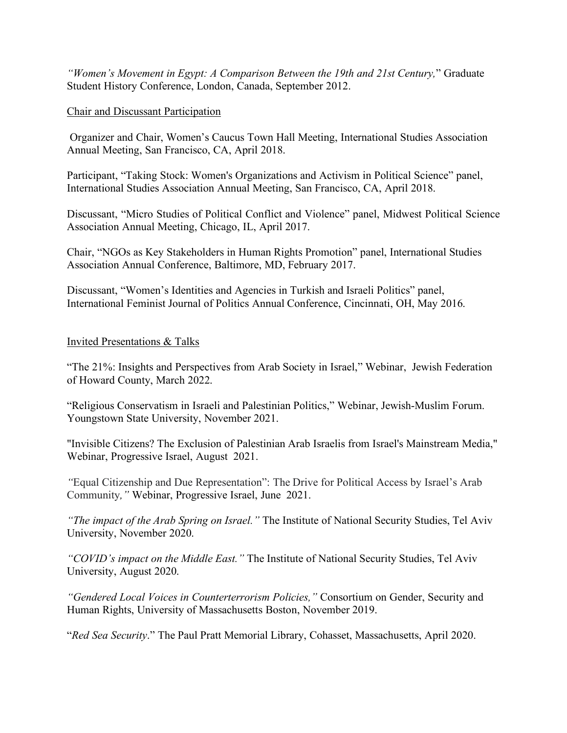*"Women's Movement in Egypt: A Comparison Between the 19th and 21st Century,"* Graduate Student History Conference, London, Canada, September 2012.

Chair and Discussant Participation

Organizer and Chair, Women's Caucus Town Hall Meeting, International Studies Association Annual Meeting, San Francisco, CA, April 2018.

Participant, "Taking Stock: Women's Organizations and Activism in Political Science" panel, International Studies Association Annual Meeting, San Francisco, CA, April 2018.

Discussant, "Micro Studies of Political Conflict and Violence" panel, Midwest Political Science Association Annual Meeting, Chicago, IL, April 2017.

Chair, "NGOs as Key Stakeholders in Human Rights Promotion" panel, International Studies Association Annual Conference, Baltimore, MD, February 2017.

Discussant, "Women's Identities and Agencies in Turkish and Israeli Politics" panel, International Feminist Journal of Politics Annual Conference, Cincinnati, OH, May 2016.

Invited Presentations & Talks

"The 21%: Insights and Perspectives from Arab Society in Israel," Webinar, Jewish Federation of Howard County, March 2022.

"Religious Conservatism in Israeli and Palestinian Politics," Webinar, Jewish-Muslim Forum. Youngstown State University, November 2021.

"Invisible Citizens? The Exclusion of Palestinian Arab Israelis from Israel's Mainstream Media," Webinar, Progressive Israel, August 2021.

*"*Equal Citizenship and Due Representation": The Drive for Political Access by Israel's Arab Community*,"* Webinar, Progressive Israel, June 2021.

*"The impact of the Arab Spring on Israel."* The Institute of National Security Studies, Tel Aviv University, November 2020.

*"COVID's impact on the Middle East."* The Institute of National Security Studies, Tel Aviv University, August 2020.

*"Gendered Local Voices in Counterterrorism Policies,"* Consortium on Gender, Security and Human Rights, University of Massachusetts Boston, November 2019.

"*Red Sea Security*." The Paul Pratt Memorial Library, Cohasset, Massachusetts, April 2020.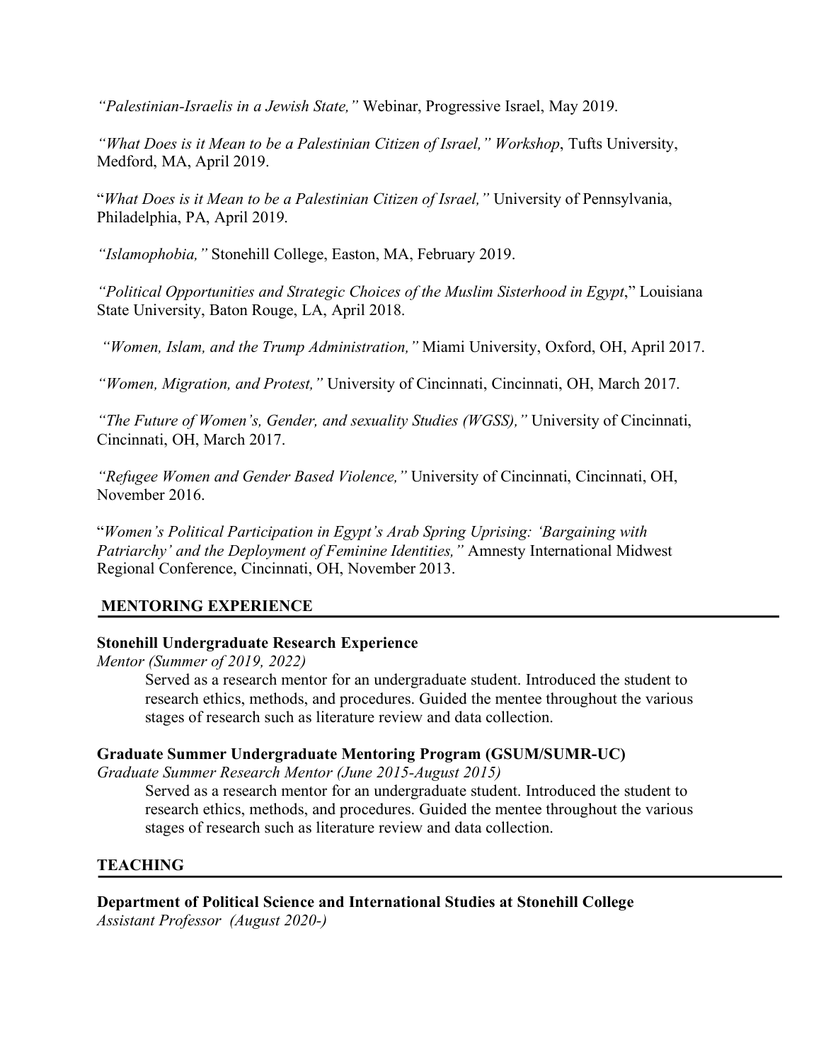*"Palestinian-Israelis in a Jewish State,"* Webinar, Progressive Israel, May 2019.

*"What Does is it Mean to be a Palestinian Citizen of Israel," Workshop*, Tufts University, Medford, MA, April 2019.

"*What Does is it Mean to be a Palestinian Citizen of Israel,"* University of Pennsylvania, Philadelphia, PA, April 2019.

*"Islamophobia,"* Stonehill College, Easton, MA, February 2019.

*"Political Opportunities and Strategic Choices of the Muslim Sisterhood in Egypt*," Louisiana State University, Baton Rouge, LA, April 2018.

*"Women, Islam, and the Trump Administration,"* Miami University, Oxford, OH, April 2017.

*"Women, Migration, and Protest,"* University of Cincinnati, Cincinnati, OH, March 2017.

*"The Future of Women's, Gender, and sexuality Studies (WGSS),"* University of Cincinnati, Cincinnati, OH, March 2017.

*"Refugee Women and Gender Based Violence,"* University of Cincinnati, Cincinnati, OH, November 2016.

"*Women's Political Participation in Egypt's Arab Spring Uprising: 'Bargaining with Patriarchy' and the Deployment of Feminine Identities,"* Amnesty International Midwest Regional Conference, Cincinnati, OH, November 2013.

## MENTORING EXPERIENCE

**Stonehill Undergraduate Research Experience**
*Mentor (Summer of 2019, 2022)*

Served as a research mentor for an undergraduate student. Introduced the student to research ethics, methods, and procedures. Guided the mentee throughout the various stages of research such as literature review and data collection.

**Graduate Summer Undergraduate Mentoring Program (GSUM/SUMR-UC)**
*Graduate Summer Research Mentor (June 2015-August 2015)*

Served as a research mentor for an undergraduate student. Introduced the student to research ethics, methods, and procedures. Guided the mentee throughout the various stages of research such as literature review and data collection.

## TEACHING

**Department of Political Science and International Studies at Stonehill College**
*Assistant Professor (August 2020-)*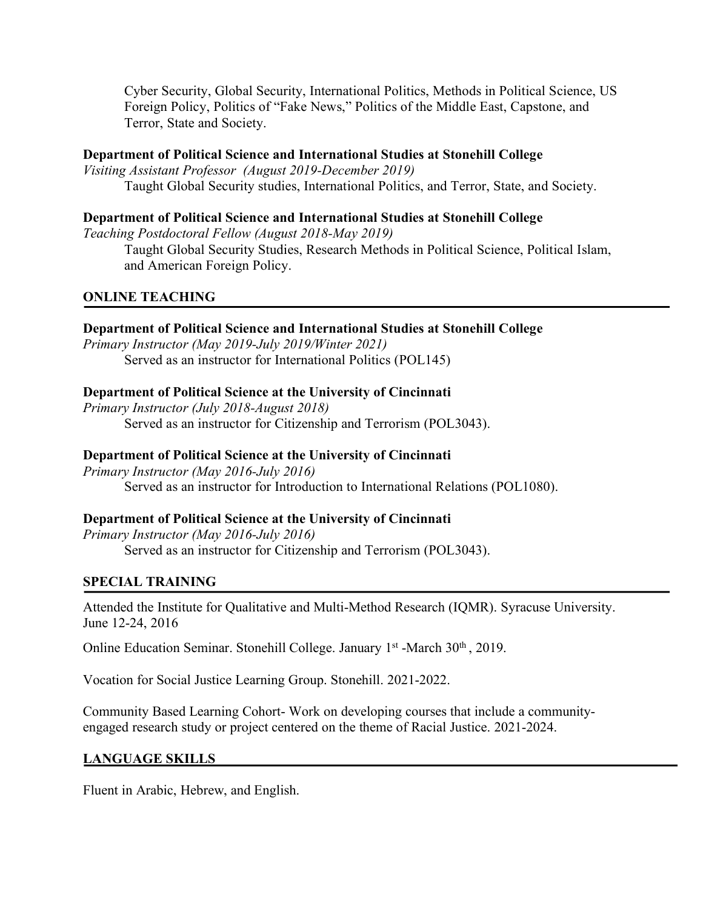Cyber Security, Global Security, International Politics, Methods in Political Science, US Foreign Policy, Politics of "Fake News," Politics of the Middle East, Capstone, and Terror, State and Society.

**Department of Political Science and International Studies at Stonehill College**
*Visiting Assistant Professor (August 2019-December 2019)*
Taught Global Security studies, International Politics, and Terror, State, and Society.

**Department of Political Science and International Studies at Stonehill College**
*Teaching Postdoctoral Fellow (August 2018-May 2019)*
Taught Global Security Studies, Research Methods in Political Science, Political Islam, and American Foreign Policy.

## ONLINE TEACHING

**Department of Political Science and International Studies at Stonehill College**
*Primary Instructor (May 2019-July 2019/Winter 2021)*
Served as an instructor for International Politics (POL145)

**Department of Political Science at the University of Cincinnati**
*Primary Instructor (July 2018-August 2018)*
Served as an instructor for Citizenship and Terrorism (POL3043).

**Department of Political Science at the University of Cincinnati**
*Primary Instructor (May 2016-July 2016)*
Served as an instructor for Introduction to International Relations (POL1080).

**Department of Political Science at the University of Cincinnati**
*Primary Instructor (May 2016-July 2016)*
Served as an instructor for Citizenship and Terrorism (POL3043).

## SPECIAL TRAINING

Attended the Institute for Qualitative and Multi-Method Research (IQMR). Syracuse University. June 12-24, 2016

Online Education Seminar. Stonehill College. January 1st -March 30th, 2019.

Vocation for Social Justice Learning Group. Stonehill. 2021-2022.

Community Based Learning Cohort- Work on developing courses that include a community-engaged research study or project centered on the theme of Racial Justice. 2021-2024.

## LANGUAGE SKILLS

Fluent in Arabic, Hebrew, and English.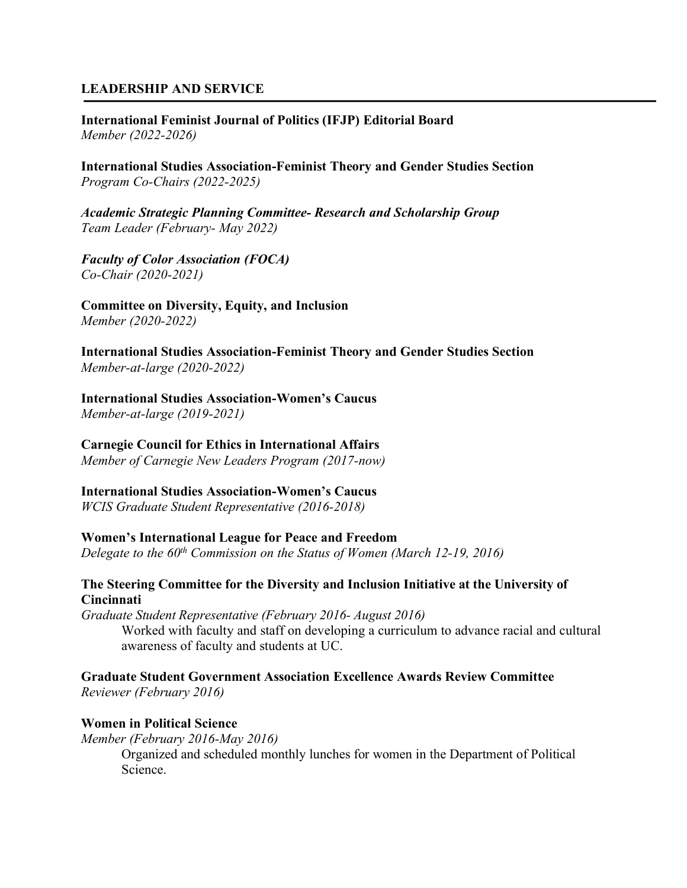## LEADERSHIP AND SERVICE

**International Feminist Journal of Politics (IFJP) Editorial Board**
*Member (2022-2026)*

**International Studies Association-Feminist Theory and Gender Studies Section**
*Program Co-Chairs (2022-2025)*

***Academic Strategic Planning Committee- Research and Scholarship Group***
*Team Leader (February- May 2022)*

***Faculty of Color Association (FOCA)***
*Co-Chair (2020-2021)*

**Committee on Diversity, Equity, and Inclusion**
*Member (2020-2022)*

**International Studies Association-Feminist Theory and Gender Studies Section**
*Member-at-large (2020-2022)*

**International Studies Association-Women's Caucus**
*Member-at-large (2019-2021)*

**Carnegie Council for Ethics in International Affairs**
*Member of Carnegie New Leaders Program (2017-now)*

**International Studies Association-Women's Caucus**
*WCIS Graduate Student Representative (2016-2018)*

**Women's International League for Peace and Freedom**
*Delegate to the 60th Commission on the Status of Women (March 12-19, 2016)*

**The Steering Committee for the Diversity and Inclusion Initiative at the University of Cincinnati**
*Graduate Student Representative (February 2016- August 2016)*

Worked with faculty and staff on developing a curriculum to advance racial and cultural awareness of faculty and students at UC.

**Graduate Student Government Association Excellence Awards Review Committee**
*Reviewer (February 2016)*

**Women in Political Science**
*Member (February 2016-May 2016)*

Organized and scheduled monthly lunches for women in the Department of Political Science.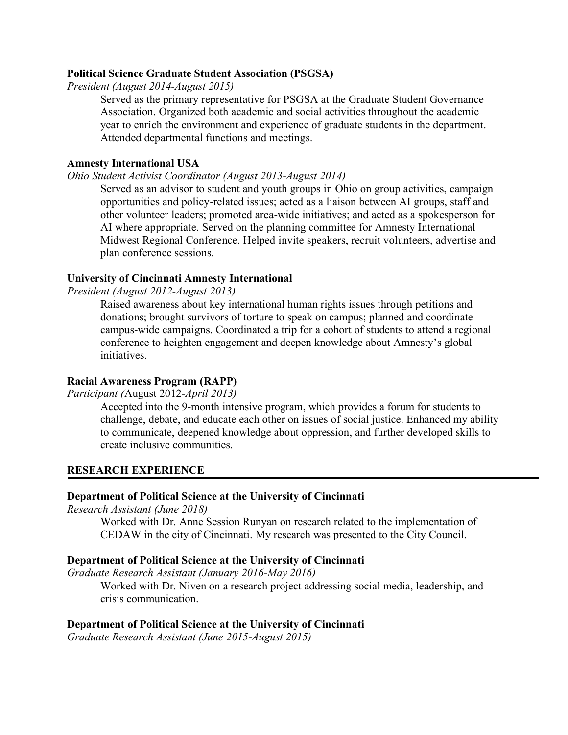**Political Science Graduate Student Association (PSGSA)**

*President (August 2014-August 2015)*

Served as the primary representative for PSGSA at the Graduate Student Governance Association. Organized both academic and social activities throughout the academic year to enrich the environment and experience of graduate students in the department. Attended departmental functions and meetings.

**Amnesty International USA**

*Ohio Student Activist Coordinator (August 2013-August 2014)*

Served as an advisor to student and youth groups in Ohio on group activities, campaign opportunities and policy-related issues; acted as a liaison between AI groups, staff and other volunteer leaders; promoted area-wide initiatives; and acted as a spokesperson for AI where appropriate. Served on the planning committee for Amnesty International Midwest Regional Conference. Helped invite speakers, recruit volunteers, advertise and plan conference sessions.

**University of Cincinnati Amnesty International**

*President (August 2012-August 2013)*

Raised awareness about key international human rights issues through petitions and donations; brought survivors of torture to speak on campus; planned and coordinate campus-wide campaigns. Coordinated a trip for a cohort of students to attend a regional conference to heighten engagement and deepen knowledge about Amnesty's global initiatives.

**Racial Awareness Program (RAPP)**

*Participant (*August 2012-*April 2013)*

Accepted into the 9-month intensive program, which provides a forum for students to challenge, debate, and educate each other on issues of social justice. Enhanced my ability to communicate, deepened knowledge about oppression, and further developed skills to create inclusive communities.

## RESEARCH EXPERIENCE

**Department of Political Science at the University of Cincinnati**

*Research Assistant (June 2018)*

Worked with Dr. Anne Session Runyan on research related to the implementation of CEDAW in the city of Cincinnati. My research was presented to the City Council.

**Department of Political Science at the University of Cincinnati**

*Graduate Research Assistant (January 2016-May 2016)*

Worked with Dr. Niven on a research project addressing social media, leadership, and crisis communication.

**Department of Political Science at the University of Cincinnati**

*Graduate Research Assistant (June 2015-August 2015)*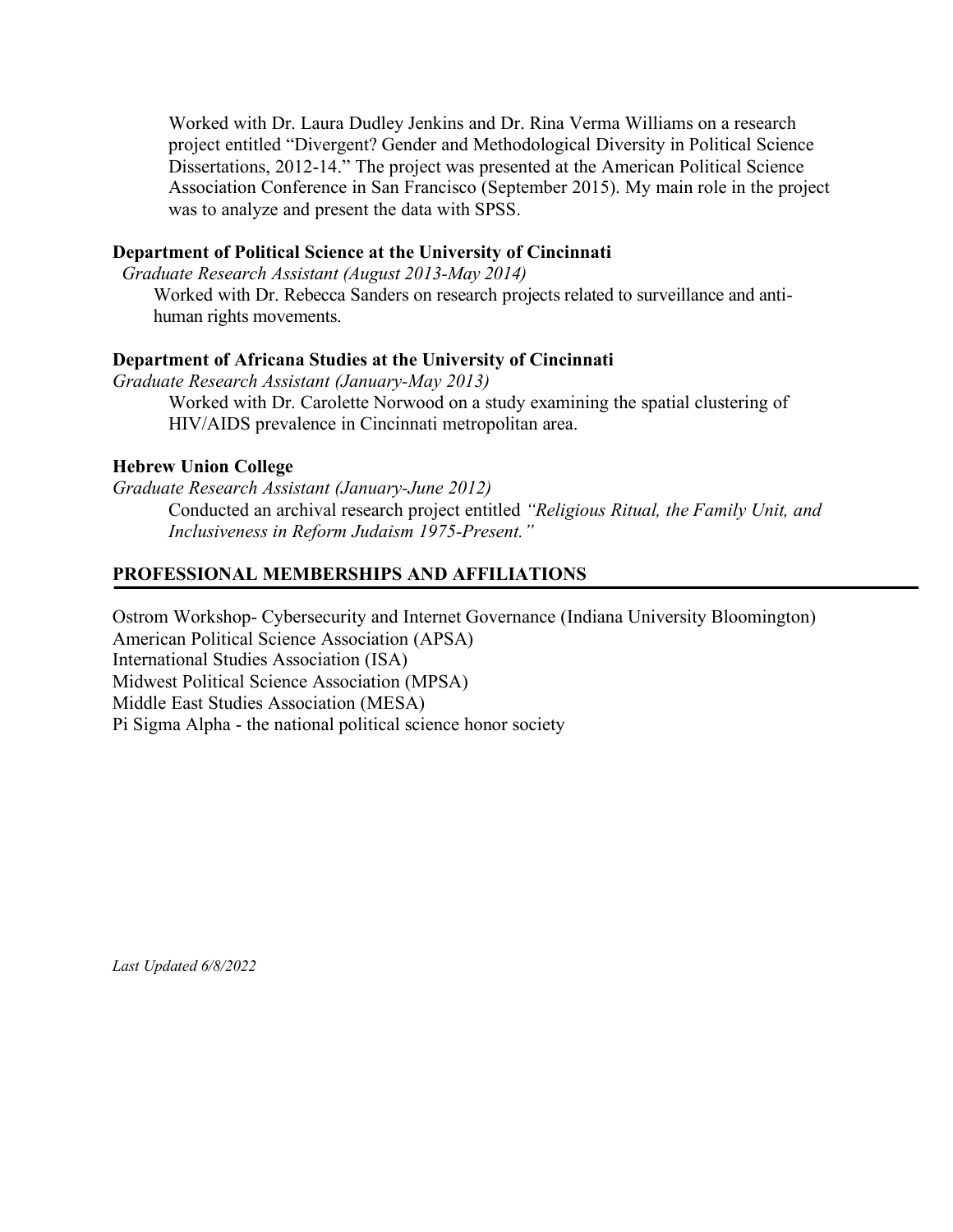Worked with Dr. Laura Dudley Jenkins and Dr. Rina Verma Williams on a research project entitled "Divergent? Gender and Methodological Diversity in Political Science Dissertations, 2012-14." The project was presented at the American Political Science Association Conference in San Francisco (September 2015). My main role in the project was to analyze and present the data with SPSS.

**Department of Political Science at the University of Cincinnati**
*Graduate Research Assistant (August 2013-May 2014)*
Worked with Dr. Rebecca Sanders on research projects related to surveillance and anti-human rights movements.

**Department of Africana Studies at the University of Cincinnati**
*Graduate Research Assistant (January-May 2013)*
Worked with Dr. Carolette Norwood on a study examining the spatial clustering of HIV/AIDS prevalence in Cincinnati metropolitan area.

**Hebrew Union College**
*Graduate Research Assistant (January-June 2012)*
Conducted an archival research project entitled *"Religious Ritual, the Family Unit, and Inclusiveness in Reform Judaism 1975-Present."*

## PROFESSIONAL MEMBERSHIPS AND AFFILIATIONS

Ostrom Workshop- Cybersecurity and Internet Governance (Indiana University Bloomington)
American Political Science Association (APSA)
International Studies Association (ISA)
Midwest Political Science Association (MPSA)
Middle East Studies Association (MESA)
Pi Sigma Alpha - the national political science honor society

*Last Updated 6/8/2022*